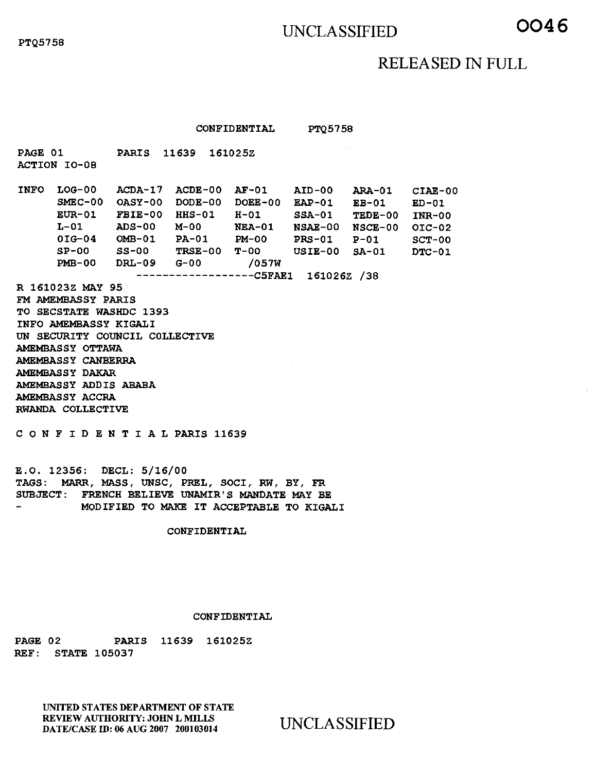UNCLASSIFIED

PTQ5758

RELEASED IN FULL

CONFIDENTIAL PTQ5758

PAGE 01 PARIS 11639 161025Z
ACTION IO-08

```
INFO  LOG-00   ACDA-17  ACDE-00  AF-01    AID-00   ARA-01   CIAE-00
      SMEC-00  OASY-00  DODE-00  DOEE-00  EAP-01   EB-01    ED-01
      EUR-01   FBIE-00  HHS-01   H-01     SSA-01   TEDE-00  INR-00
      L-01     ADS-00   M-00     NEA-01   NSAE-00  NSCE-00  OIC-02
      OIG-04   OMB-01   PA-01    PM-00    PRS-01   P-01     SCT-00
      SP-00    SS-00    TRSE-00  T-00     USIE-00  SA-01    DTC-01
      PMB-00   DRL-09   G-00        /057W
                  ------------------C5FAE1  161026Z /38
```

R 161023Z MAY 95
FM AMEMBASSY PARIS
TO SECSTATE WASHDC 1393
INFO AMEMBASSY KIGALI
UN SECURITY COUNCIL COLLECTIVE
AMEMBASSY OTTAWA
AMEMBASSY CANBERRA
AMEMBASSY DAKAR
AMEMBASSY ADDIS ABABA
AMEMBASSY ACCRA
RWANDA COLLECTIVE

C O N F I D E N T I A L PARIS 11639

E.O. 12356: DECL: 5/16/00
TAGS: MARR, MASS, UNSC, PREL, SOCI, RW, BY, FR
SUBJECT: FRENCH BELIEVE UNAMIR'S MANDATE MAY BE
- MODIFIED TO MAKE IT ACCEPTABLE TO KIGALI

CONFIDENTIAL

CONFIDENTIAL

PAGE 02 PARIS 11639 161025Z
REF: STATE 105037

UNITED STATES DEPARTMENT OF STATE
REVIEW AUTHORITY: JOHN L MILLS
DATE/CASE ID: 06 AUG 2007 200103014

UNCLASSIFIED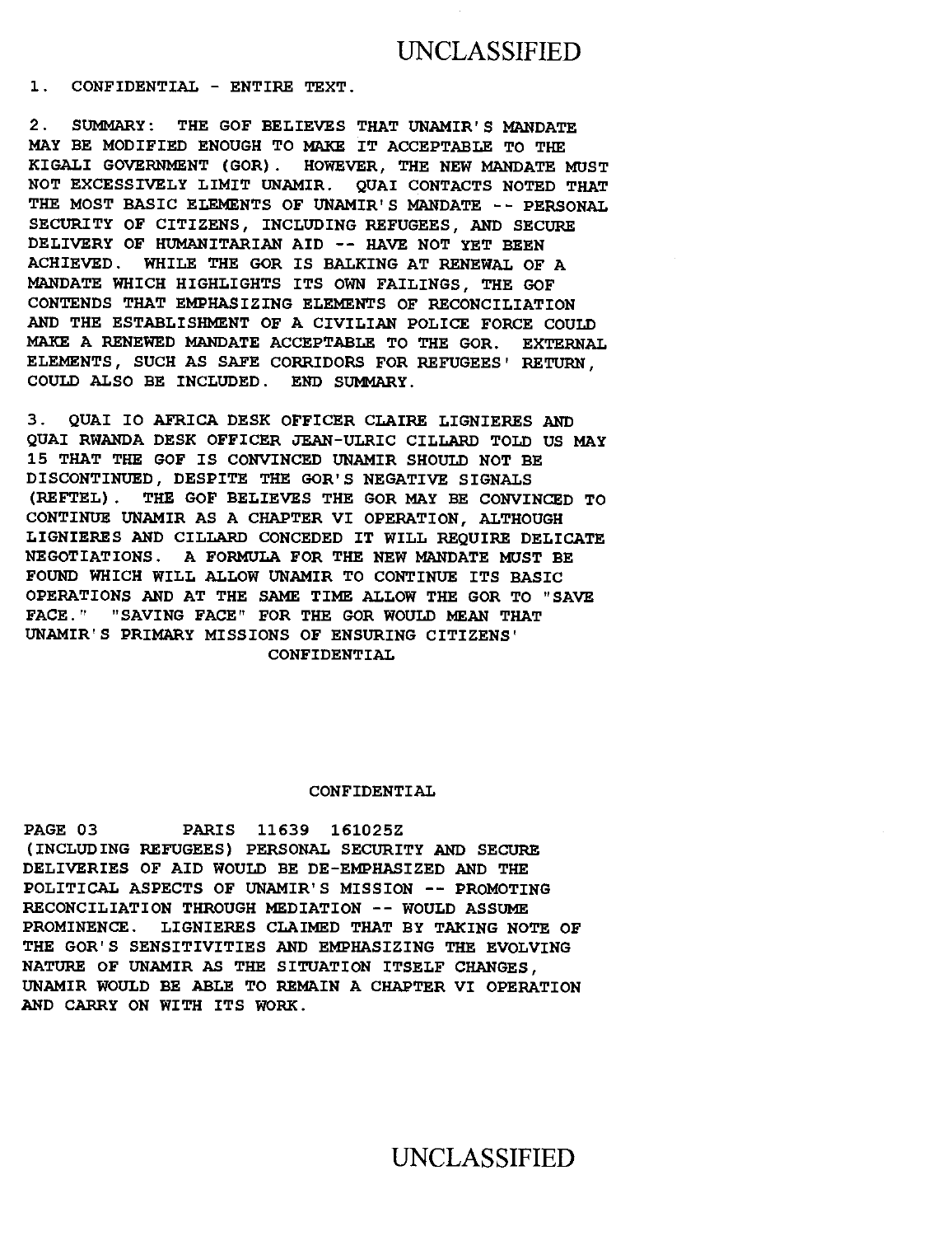1. CONFIDENTIAL - ENTIRE TEXT.

2. SUMMARY: THE GOF BELIEVES THAT UNAMIR'S MANDATE MAY BE MODIFIED ENOUGH TO MAKE IT ACCEPTABLE TO THE KIGALI GOVERNMENT (GOR). HOWEVER, THE NEW MANDATE MUST NOT EXCESSIVELY LIMIT UNAMIR. QUAI CONTACTS NOTED THAT THE MOST BASIC ELEMENTS OF UNAMIR'S MANDATE -- PERSONAL SECURITY OF CITIZENS, INCLUDING REFUGEES, AND SECURE DELIVERY OF HUMANITARIAN AID -- HAVE NOT YET BEEN ACHIEVED. WHILE THE GOR IS BALKING AT RENEWAL OF A MANDATE WHICH HIGHLIGHTS ITS OWN FAILINGS, THE GOF CONTENDS THAT EMPHASIZING ELEMENTS OF RECONCILIATION AND THE ESTABLISHMENT OF A CIVILIAN POLICE FORCE COULD MAKE A RENEWED MANDATE ACCEPTABLE TO THE GOR. EXTERNAL ELEMENTS, SUCH AS SAFE CORRIDORS FOR REFUGEES' RETURN, COULD ALSO BE INCLUDED. END SUMMARY.

3. QUAI IO AFRICA DESK OFFICER CLAIRE LIGNIERES AND QUAI RWANDA DESK OFFICER JEAN-ULRIC CILLARD TOLD US MAY 15 THAT THE GOF IS CONVINCED UNAMIR SHOULD NOT BE DISCONTINUED, DESPITE THE GOR'S NEGATIVE SIGNALS (REFTEL). THE GOF BELIEVES THE GOR MAY BE CONVINCED TO CONTINUE UNAMIR AS A CHAPTER VI OPERATION, ALTHOUGH LIGNIERES AND CILLARD CONCEDED IT WILL REQUIRE DELICATE NEGOTIATIONS. A FORMULA FOR THE NEW MANDATE MUST BE FOUND WHICH WILL ALLOW UNAMIR TO CONTINUE ITS BASIC OPERATIONS AND AT THE SAME TIME ALLOW THE GOR TO "SAVE FACE." "SAVING FACE" FOR THE GOR WOULD MEAN THAT UNAMIR'S PRIMARY MISSIONS OF ENSURING CITIZENS'

CONFIDENTIAL

CONFIDENTIAL

PAGE 03 PARIS 11639 161025Z

(INCLUDING REFUGEES) PERSONAL SECURITY AND SECURE DELIVERIES OF AID WOULD BE DE-EMPHASIZED AND THE POLITICAL ASPECTS OF UNAMIR'S MISSION -- PROMOTING RECONCILIATION THROUGH MEDIATION -- WOULD ASSUME PROMINENCE. LIGNIERES CLAIMED THAT BY TAKING NOTE OF THE GOR'S SENSITIVITIES AND EMPHASIZING THE EVOLVING NATURE OF UNAMIR AS THE SITUATION ITSELF CHANGES, UNAMIR WOULD BE ABLE TO REMAIN A CHAPTER VI OPERATION AND CARRY ON WITH ITS WORK.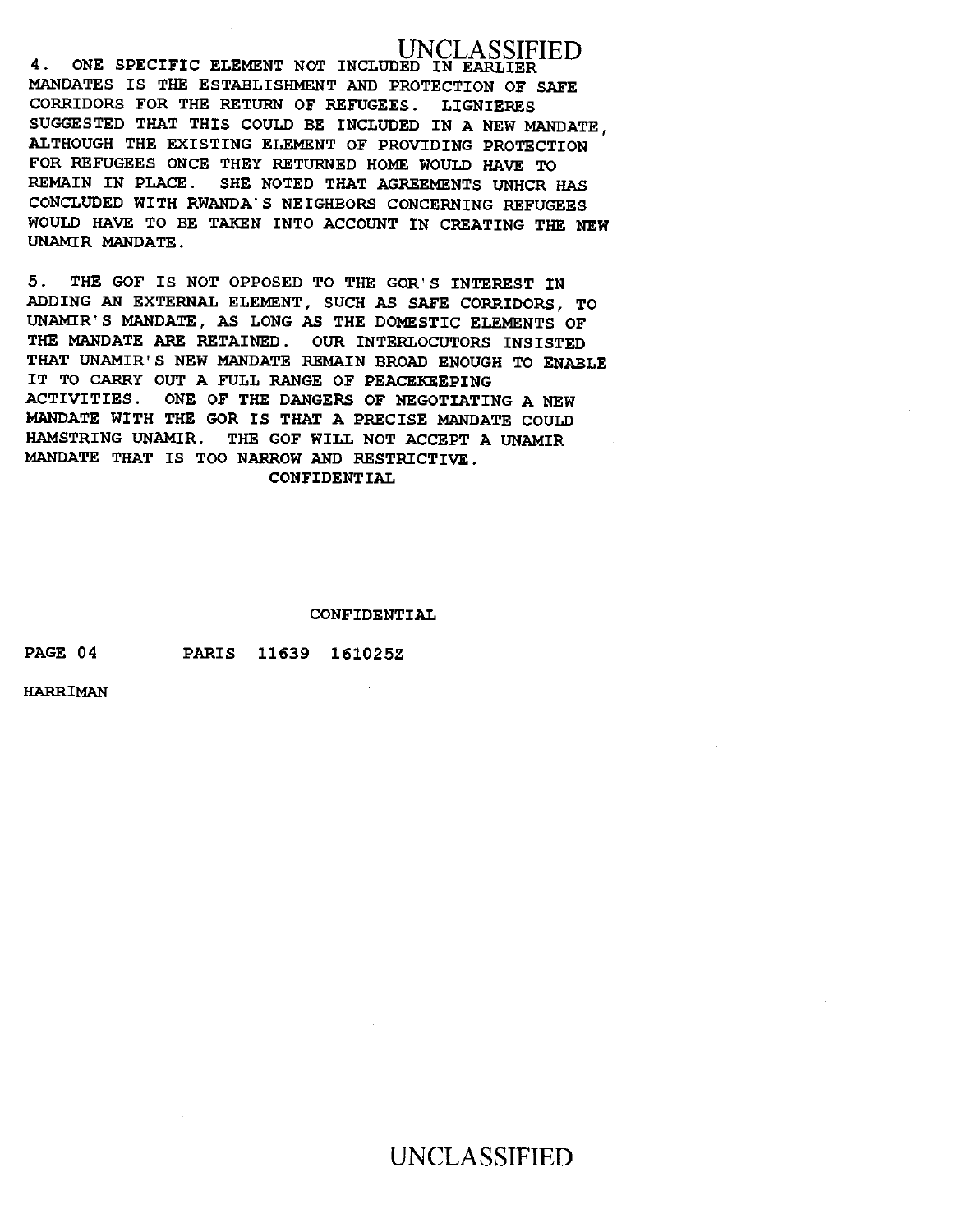4. ONE SPECIFIC ELEMENT NOT INCLUDED IN EARLIER MANDATES IS THE ESTABLISHMENT AND PROTECTION OF SAFE CORRIDORS FOR THE RETURN OF REFUGEES. LIGNIERES SUGGESTED THAT THIS COULD BE INCLUDED IN A NEW MANDATE, ALTHOUGH THE EXISTING ELEMENT OF PROVIDING PROTECTION FOR REFUGEES ONCE THEY RETURNED HOME WOULD HAVE TO REMAIN IN PLACE. SHE NOTED THAT AGREEMENTS UNHCR HAS CONCLUDED WITH RWANDA'S NEIGHBORS CONCERNING REFUGEES WOULD HAVE TO BE TAKEN INTO ACCOUNT IN CREATING THE NEW UNAMIR MANDATE.

5. THE GOF IS NOT OPPOSED TO THE GOR'S INTEREST IN ADDING AN EXTERNAL ELEMENT, SUCH AS SAFE CORRIDORS, TO UNAMIR'S MANDATE, AS LONG AS THE DOMESTIC ELEMENTS OF THE MANDATE ARE RETAINED. OUR INTERLOCUTORS INSISTED THAT UNAMIR'S NEW MANDATE REMAIN BROAD ENOUGH TO ENABLE IT TO CARRY OUT A FULL RANGE OF PEACEKEEPING ACTIVITIES. ONE OF THE DANGERS OF NEGOTIATING A NEW MANDATE WITH THE GOR IS THAT A PRECISE MANDATE COULD HAMSTRING UNAMIR. THE GOF WILL NOT ACCEPT A UNAMIR MANDATE THAT IS TOO NARROW AND RESTRICTIVE.

CONFIDENTIAL

CONFIDENTIAL

PAGE 04 PARIS 11639 161025Z

HARRIMAN